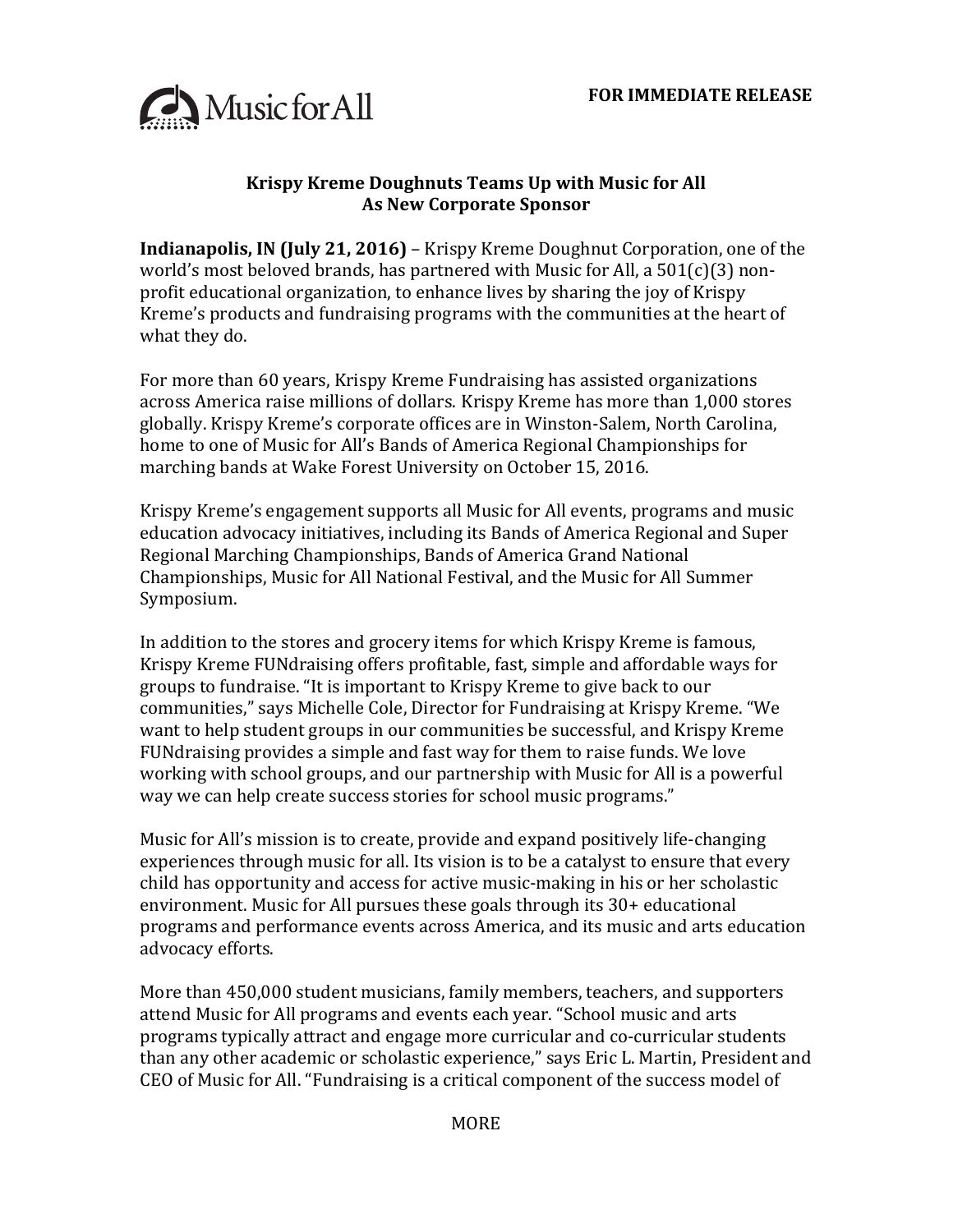Music for All

**FOR IMMEDIATE RELEASE**

**Krispy Kreme Doughnuts Teams Up with Music for All As New Corporate Sponsor**

**Indianapolis, IN (July 21, 2016)** – Krispy Kreme Doughnut Corporation, one of the world's most beloved brands, has partnered with Music for All, a 501(c)(3) non-profit educational organization, to enhance lives by sharing the joy of Krispy Kreme's products and fundraising programs with the communities at the heart of what they do.

For more than 60 years, Krispy Kreme Fundraising has assisted organizations across America raise millions of dollars. Krispy Kreme has more than 1,000 stores globally. Krispy Kreme's corporate offices are in Winston-Salem, North Carolina, home to one of Music for All's Bands of America Regional Championships for marching bands at Wake Forest University on October 15, 2016.

Krispy Kreme's engagement supports all Music for All events, programs and music education advocacy initiatives, including its Bands of America Regional and Super Regional Marching Championships, Bands of America Grand National Championships, Music for All National Festival, and the Music for All Summer Symposium.

In addition to the stores and grocery items for which Krispy Kreme is famous, Krispy Kreme FUNdraising offers profitable, fast, simple and affordable ways for groups to fundraise. "It is important to Krispy Kreme to give back to our communities," says Michelle Cole, Director for Fundraising at Krispy Kreme. "We want to help student groups in our communities be successful, and Krispy Kreme FUNdraising provides a simple and fast way for them to raise funds. We love working with school groups, and our partnership with Music for All is a powerful way we can help create success stories for school music programs."

Music for All's mission is to create, provide and expand positively life-changing experiences through music for all. Its vision is to be a catalyst to ensure that every child has opportunity and access for active music-making in his or her scholastic environment. Music for All pursues these goals through its 30+ educational programs and performance events across America, and its music and arts education advocacy efforts.

More than 450,000 student musicians, family members, teachers, and supporters attend Music for All programs and events each year. "School music and arts programs typically attract and engage more curricular and co-curricular students than any other academic or scholastic experience," says Eric L. Martin, President and CEO of Music for All. "Fundraising is a critical component of the success model of

MORE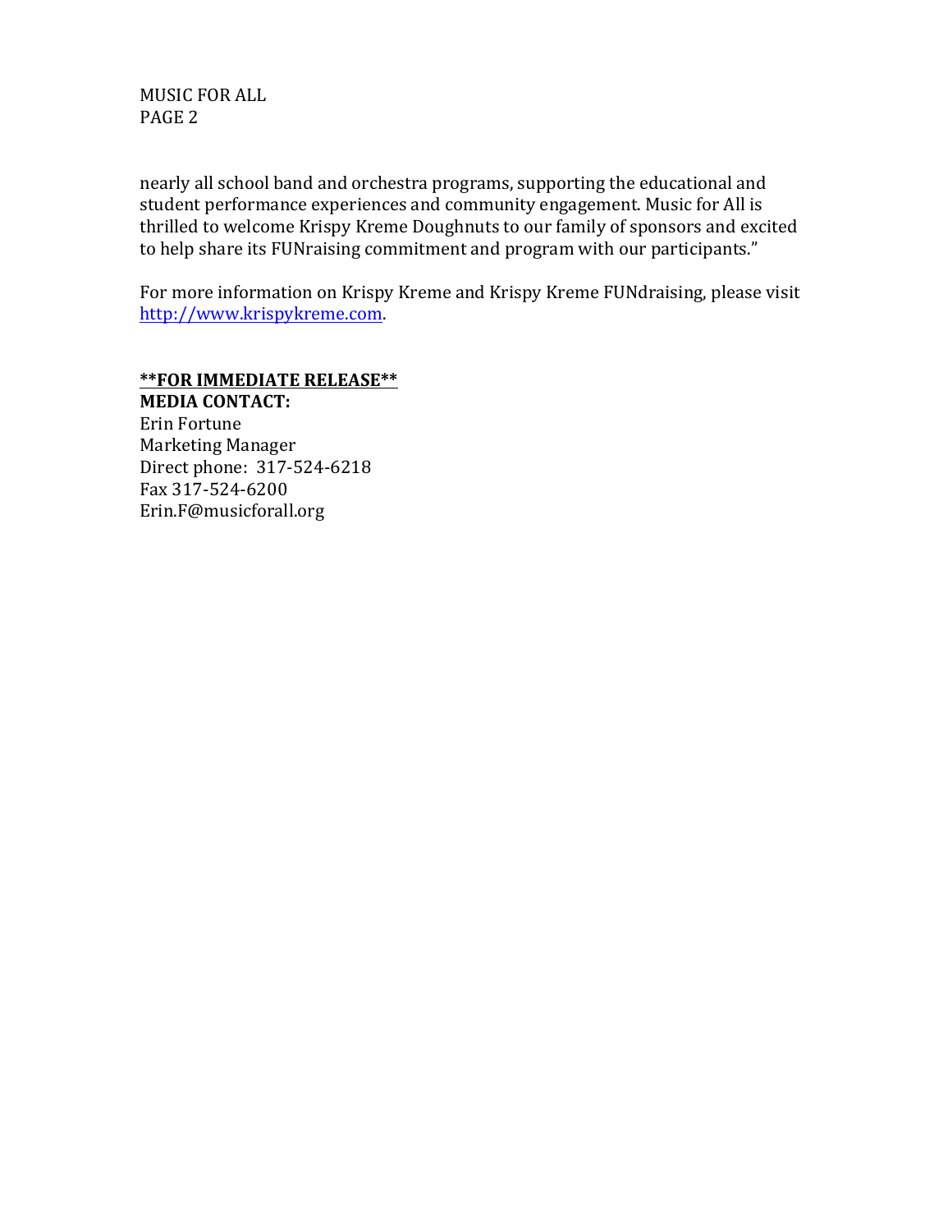nearly all school band and orchestra programs, supporting the educational and student performance experiences and community engagement. Music for All is thrilled to welcome Krispy Kreme Doughnuts to our family of sponsors and excited to help share its FUNraising commitment and program with our participants."

For more information on Krispy Kreme and Krispy Kreme FUNdraising, please visit [http://www.krispykreme.com](http://www.krispykreme.com).

**<u>**FOR IMMEDIATE RELEASE**</u>**
**MEDIA CONTACT:**
Erin Fortune
Marketing Manager
Direct phone: 317-524-6218
Fax 317-524-6200
Erin.F@musicforall.org